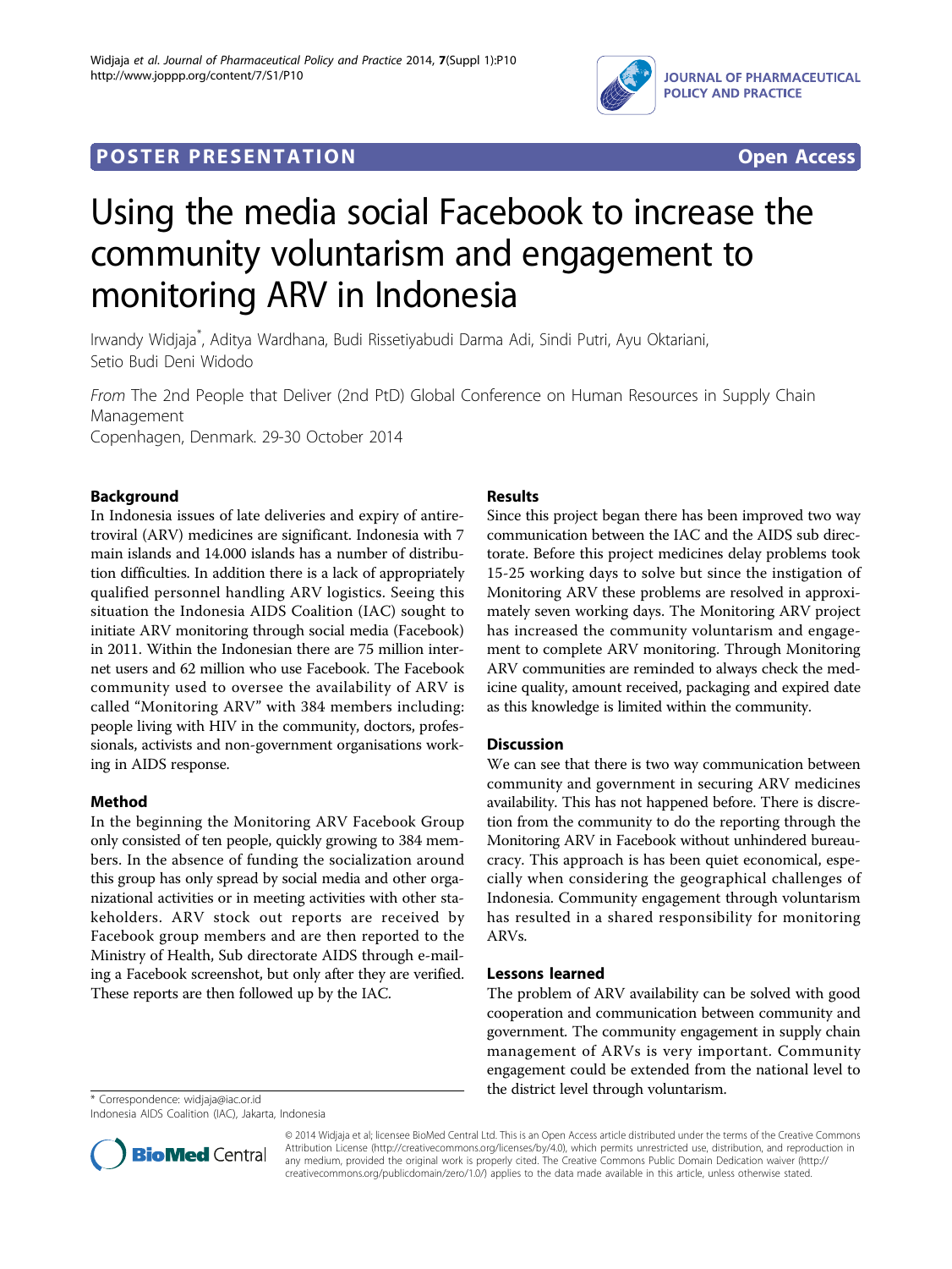**POSTER PRESENTATION** **Open Access**

# Using the media social Facebook to increase the community voluntarism and engagement to monitoring ARV in Indonesia

Irwandy Widjaja*, Aditya Wardhana, Budi Rissetiyabudi Darma Adi, Sindi Putri, Ayu Oktariani, Setio Budi Deni Widodo

*From* The 2nd People that Deliver (2nd PtD) Global Conference on Human Resources in Supply Chain Management
Copenhagen, Denmark. 29-30 October 2014

## Background

In Indonesia issues of late deliveries and expiry of antiretroviral (ARV) medicines are significant. Indonesia with 7 main islands and 14.000 islands has a number of distribution difficulties. In addition there is a lack of appropriately qualified personnel handling ARV logistics. Seeing this situation the Indonesia AIDS Coalition (IAC) sought to initiate ARV monitoring through social media (Facebook) in 2011. Within the Indonesian there are 75 million internet users and 62 million who use Facebook. The Facebook community used to oversee the availability of ARV is called "Monitoring ARV" with 384 members including: people living with HIV in the community, doctors, professionals, activists and non-government organisations working in AIDS response.

## Method

In the beginning the Monitoring ARV Facebook Group only consisted of ten people, quickly growing to 384 members. In the absence of funding the socialization around this group has only spread by social media and other organizational activities or in meeting activities with other stakeholders. ARV stock out reports are received by Facebook group members and are then reported to the Ministry of Health, Sub directorate AIDS through e-mailing a Facebook screenshot, but only after they are verified. These reports are then followed up by the IAC.

## Results

Since this project began there has been improved two way communication between the IAC and the AIDS sub directorate. Before this project medicines delay problems took 15-25 working days to solve but since the instigation of Monitoring ARV these problems are resolved in approximately seven working days. The Monitoring ARV project has increased the community voluntarism and engagement to complete ARV monitoring. Through Monitoring ARV communities are reminded to always check the medicine quality, amount received, packaging and expired date as this knowledge is limited within the community.

## Discussion

We can see that there is two way communication between community and government in securing ARV medicines availability. This has not happened before. There is discretion from the community to do the reporting through the Monitoring ARV in Facebook without unhindered bureaucracy. This approach is has been quiet economical, especially when considering the geographical challenges of Indonesia. Community engagement through voluntarism has resulted in a shared responsibility for monitoring ARVs.

## Lessons learned

The problem of ARV availability can be solved with good cooperation and communication between community and government. The community engagement in supply chain management of ARVs is very important. Community engagement could be extended from the national level to the district level through voluntarism.

\* Correspondence: widjaja@iac.or.id
Indonesia AIDS Coalition (IAC), Jakarta, Indonesia

© 2014 Widjaja et al; licensee BioMed Central Ltd. This is an Open Access article distributed under the terms of the Creative Commons Attribution License (http://creativecommons.org/licenses/by/4.0), which permits unrestricted use, distribution, and reproduction in any medium, provided the original work is properly cited. The Creative Commons Public Domain Dedication waiver (http://creativecommons.org/publicdomain/zero/1.0/) applies to the data made available in this article, unless otherwise stated.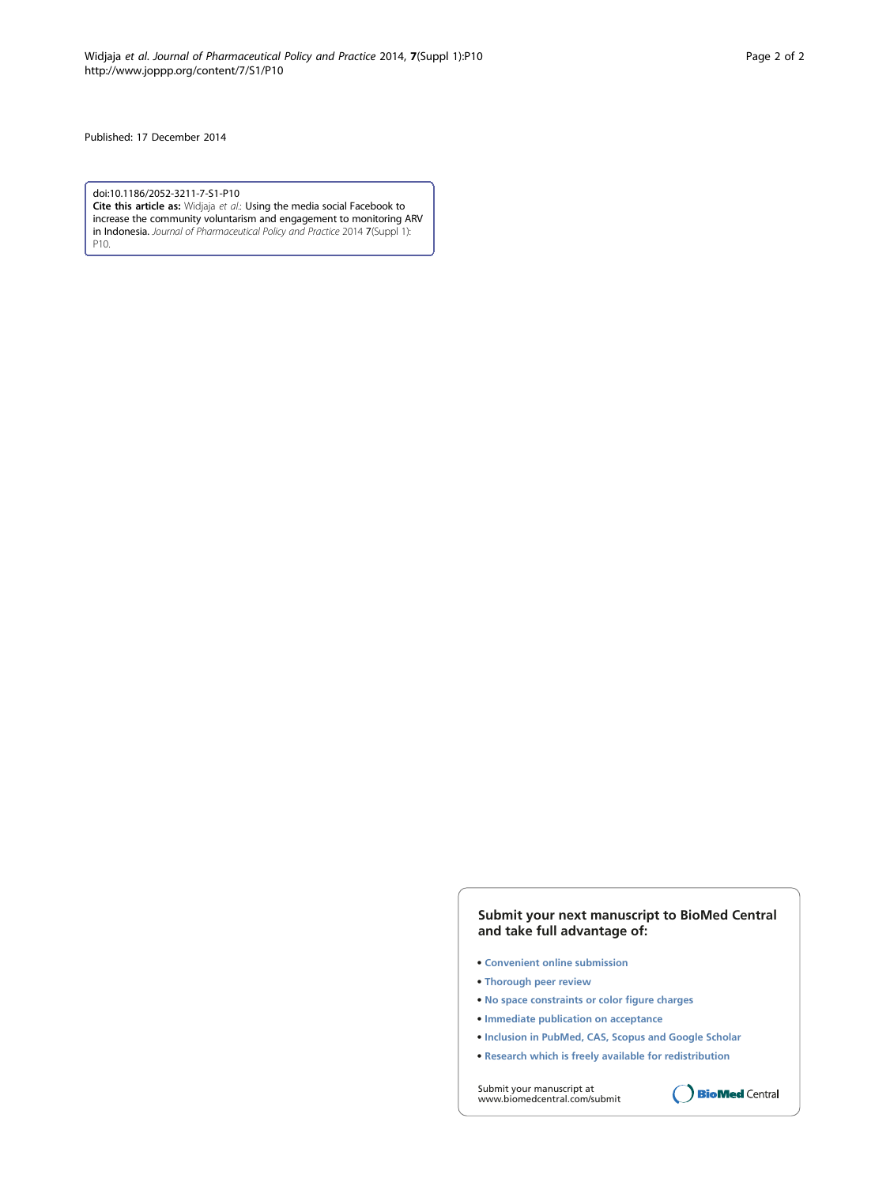Published: 17 December 2014

doi:10.1186/2052-3211-7-S1-P10

**Cite this article as:** Widjaja *et al.*: Using the media social Facebook to increase the community voluntarism and engagement to monitoring ARV in Indonesia. *Journal of Pharmaceutical Policy and Practice* 2014 **7**(Suppl 1): P10.

**Submit your next manuscript to BioMed Central and take full advantage of:**

- **Convenient online submission**
- **Thorough peer review**
- **No space constraints or color figure charges**
- **Immediate publication on acceptance**
- **Inclusion in PubMed, CAS, Scopus and Google Scholar**
- **Research which is freely available for redistribution**

Submit your manuscript at
www.biomedcentral.com/submit

BioMed Central